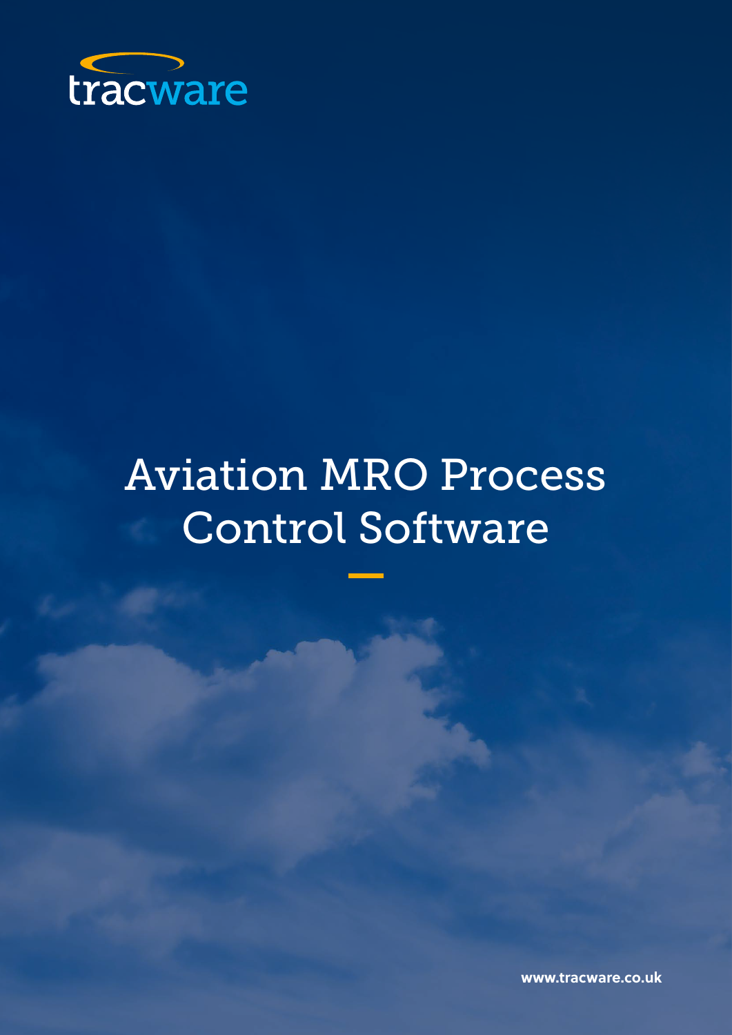tracware

# Aviation MRO Process Control Software

www.tracware.co.uk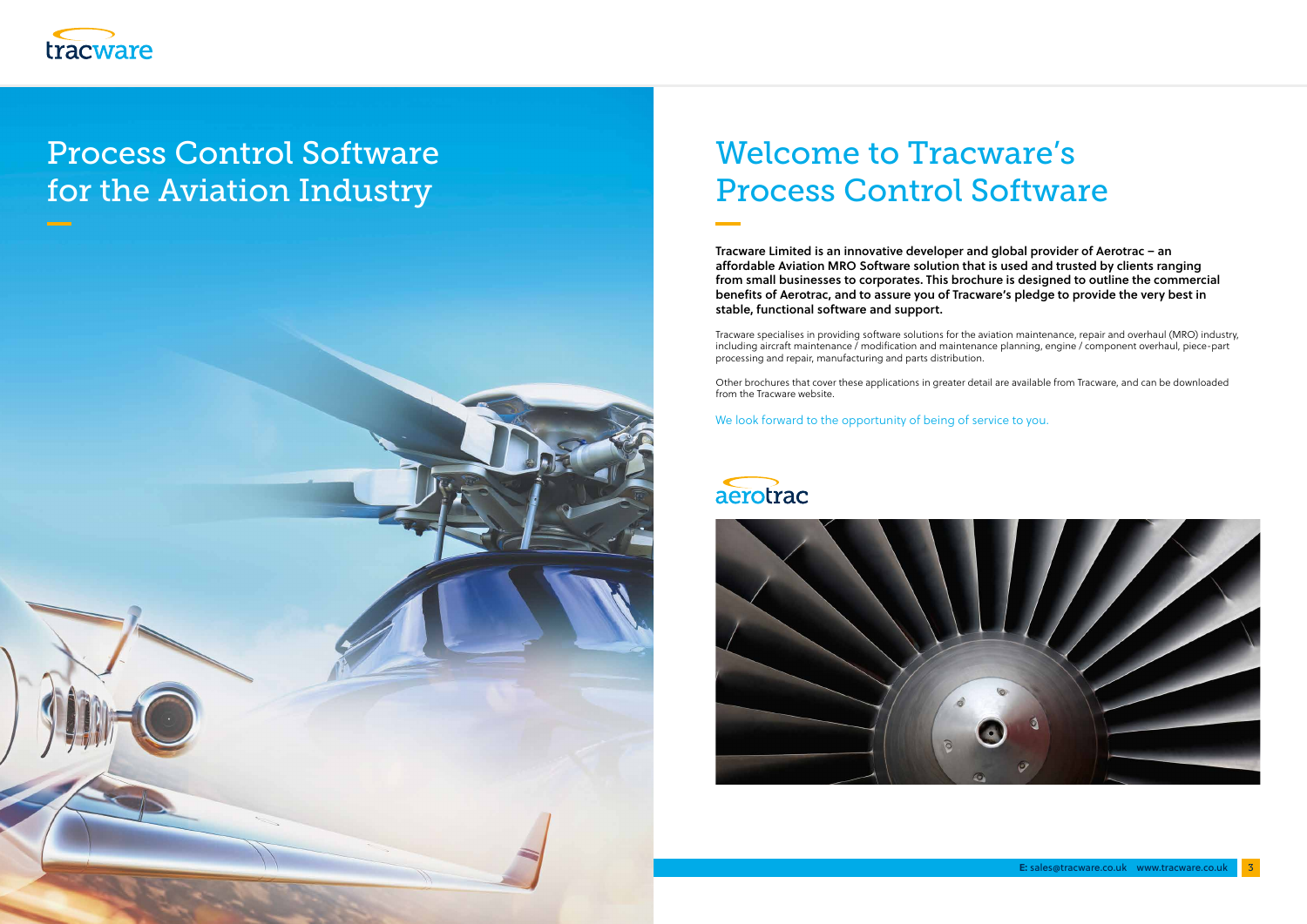# Process Control Software for the Aviation Industry

# Welcome to Tracware's Process Control Software

**Tracware Limited is an innovative developer and global provider of Aerotrac – an affordable Aviation MRO Software solution that is used and trusted by clients ranging from small businesses to corporates. This brochure is designed to outline the commercial benefits of Aerotrac, and to assure you of Tracware's pledge to provide the very best in stable, functional software and support.**

Tracware specialises in providing software solutions for the aviation maintenance, repair and overhaul (MRO) industry, including aircraft maintenance / modification and maintenance planning, engine / component overhaul, piece-part processing and repair, manufacturing and parts distribution.

Other brochures that cover these applications in greater detail are available from Tracware, and can be downloaded from the Tracware website.

We look forward to the opportunity of being of service to you.

aerotrac

**E:** sales@tracware.co.uk www.tracware.co.uk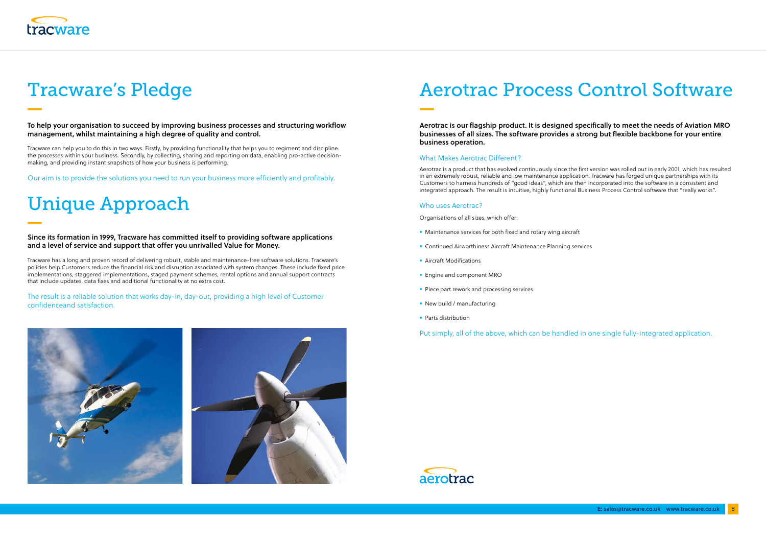# Tracware's Pledge

**To help your organisation to succeed by improving business processes and structuring workflow management, whilst maintaining a high degree of quality and control.**

Tracware can help you to do this in two ways. Firstly, by providing functionality that helps you to regiment and discipline the processes within your business. Secondly, by collecting, sharing and reporting on data, enabling pro-active decision-making, and providing instant snapshots of how your business is performing.

Our aim is to provide the solutions you need to run your business more efficiently and profitably.

# Unique Approach

**Since its formation in 1999, Tracware has committed itself to providing software applications and a level of service and support that offer you unrivalled Value for Money.**

Tracware has a long and proven record of delivering robust, stable and maintenance-free software solutions. Tracware's policies help Customers reduce the financial risk and disruption associated with system changes. These include fixed price implementations, staggered implementations, staged payment schemes, rental options and annual support contracts that include updates, data fixes and additional functionality at no extra cost.

The result is a reliable solution that works day-in, day-out, providing a high level of Customer confidenceand satisfaction.

# Aerotrac Process Control Software

**Aerotrac is our flagship product. It is designed specifically to meet the needs of Aviation MRO businesses of all sizes. The software provides a strong but flexible backbone for your entire business operation.**

## What Makes Aerotrac Different?

Aerotrac is a product that has evolved continuously since the first version was rolled out in early 2001, which has resulted in an extremely robust, reliable and low maintenance application. Tracware has forged unique partnerships with its Customers to harness hundreds of "good ideas", which are then incorporated into the software in a consistent and integrated approach. The result is intuitive, highly functional Business Process Control software that "really works".

## Who uses Aerotrac?

Organisations of all sizes, which offer:

- Maintenance services for both fixed and rotary wing aircraft
- Continued Airworthiness Aircraft Maintenance Planning services
- Aircraft Modifications
- Engine and component MRO
- Piece part rework and processing services
- New build / manufacturing
- Parts distribution

Put simply, all of the above, which can be handled in one single fully-integrated application.

**E:** sales@tracware.co.uk www.tracware.co.uk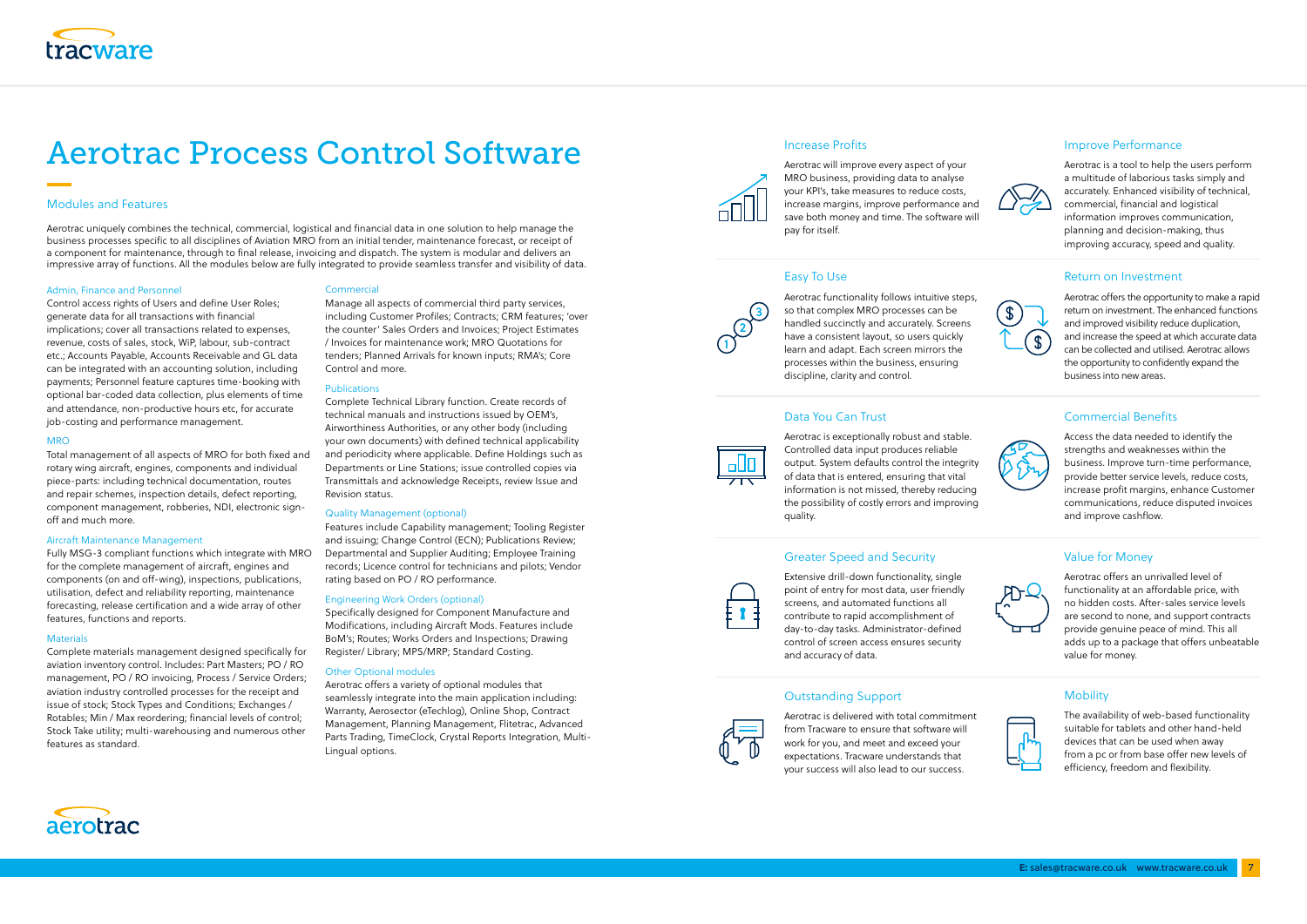# Aerotrac Process Control Software

## Modules and Features

Aerotrac uniquely combines the technical, commercial, logistical and financial data in one solution to help manage the business processes specific to all disciplines of Aviation MRO from an initial tender, maintenance forecast, or receipt of a component for maintenance, through to final release, invoicing and dispatch. The system is modular and delivers an impressive array of functions. All the modules below are fully integrated to provide seamless transfer and visibility of data.

### Admin, Finance and Personnel

Control access rights of Users and define User Roles; generate data for all transactions with financial implications; cover all transactions related to expenses, revenue, costs of sales, stock, WiP, labour, sub-contract etc.; Accounts Payable, Accounts Receivable and GL data can be integrated with an accounting solution, including payments; Personnel feature captures time-booking with optional bar-coded data collection, plus elements of time and attendance, non-productive hours etc, for accurate job-costing and performance management.

### MRO

Total management of all aspects of MRO for both fixed and rotary wing aircraft, engines, components and individual piece-parts: including technical documentation, routes and repair schemes, inspection details, defect reporting, component management, robberies, NDI, electronic sign-off and much more.

### Aircraft Maintenance Management

Fully MSG-3 compliant functions which integrate with MRO for the complete management of aircraft, engines and components (on and off-wing), inspections, publications, utilisation, defect and reliability reporting, maintenance forecasting, release certification and a wide array of other features, functions and reports.

### Materials

Complete materials management designed specifically for aviation inventory control. Includes: Part Masters; PO / RO management, PO / RO invoicing, Process / Service Orders; aviation industry controlled processes for the receipt and issue of stock; Stock Types and Conditions; Exchanges / Rotables; Min / Max reordering; financial levels of control; Stock Take utility; multi-warehousing and numerous other features as standard.

### Commercial

Manage all aspects of commercial third party services, including Customer Profiles; Contracts; CRM features; 'over the counter' Sales Orders and Invoices; Project Estimates / Invoices for maintenance work; MRO Quotations for tenders; Planned Arrivals for known inputs; RMA's; Core Control and more.

### Publications

Complete Technical Library function. Create records of technical manuals and instructions issued by OEM's, Airworthiness Authorities, or any other body (including your own documents) with defined technical applicability and periodicity where applicable. Define Holdings such as Departments or Line Stations; issue controlled copies via Transmittals and acknowledge Receipts, review Issue and Revision status.

### Quality Management (optional)

Features include Capability management; Tooling Register and issuing; Change Control (ECN); Publications Review; Departmental and Supplier Auditing; Employee Training records; Licence control for technicians and pilots; Vendor rating based on PO / RO performance.

### Engineering Work Orders (optional)

Specifically designed for Component Manufacture and Modifications, including Aircraft Mods. Features include BoM's; Routes; Works Orders and Inspections; Drawing Register/ Library; MPS/MRP; Standard Costing.

### Other Optional modules

Aerotrac offers a variety of optional modules that seamlessly integrate into the main application including: Warranty, Aerosector (eTechlog), Online Shop, Contract Management, Planning Management, Flitetrac, Advanced Parts Trading, TimeClock, Crystal Reports Integration, Multi-Lingual options.

### Increase Profits

Aerotrac will improve every aspect of your MRO business, providing data to analyse your KPI's, take measures to reduce costs, increase margins, improve performance and save both money and time. The software will pay for itself.

### Improve Performance

Aerotrac is a tool to help the users perform a multitude of laborious tasks simply and accurately. Enhanced visibility of technical, commercial, financial and logistical information improves communication, planning and decision-making, thus improving accuracy, speed and quality.

### Easy To Use

Aerotrac functionality follows intuitive steps, so that complex MRO processes can be handled succinctly and accurately. Screens have a consistent layout, so users quickly learn and adapt. Each screen mirrors the processes within the business, ensuring discipline, clarity and control.

### Return on Investment

Aerotrac offers the opportunity to make a rapid return on investment. The enhanced functions and improved visibility reduce duplication, and increase the speed at which accurate data can be collected and utilised. Aerotrac allows the opportunity to confidently expand the business into new areas.

### Data You Can Trust

Aerotrac is exceptionally robust and stable. Controlled data input produces reliable output. System defaults control the integrity of data that is entered, ensuring that vital information is not missed, thereby reducing the possibility of costly errors and improving quality.

### Commercial Benefits

Access the data needed to identify the strengths and weaknesses within the business. Improve turn-time performance, provide better service levels, reduce costs, increase profit margins, enhance Customer communications, reduce disputed invoices and improve cashflow.

### Greater Speed and Security

Extensive drill-down functionality, single point of entry for most data, user friendly screens, and automated functions all contribute to rapid accomplishment of day-to-day tasks. Administrator-defined control of screen access ensures security and accuracy of data.

### Value for Money

Aerotrac offers an unrivalled level of functionality at an affordable price, with no hidden costs. After-sales service levels are second to none, and support contracts provide genuine peace of mind. This all adds up to a package that offers unbeatable value for money.

### Outstanding Support

Aerotrac is delivered with total commitment from Tracware to ensure that software will work for you, and meet and exceed your expectations. Tracware understands that your success will also lead to our success.

### Mobility

The availability of web-based functionality suitable for tablets and other hand-held devices that can be used when away from a pc or from base offer new levels of efficiency, freedom and flexibility.

E: sales@tracware.co.uk www.tracware.co.uk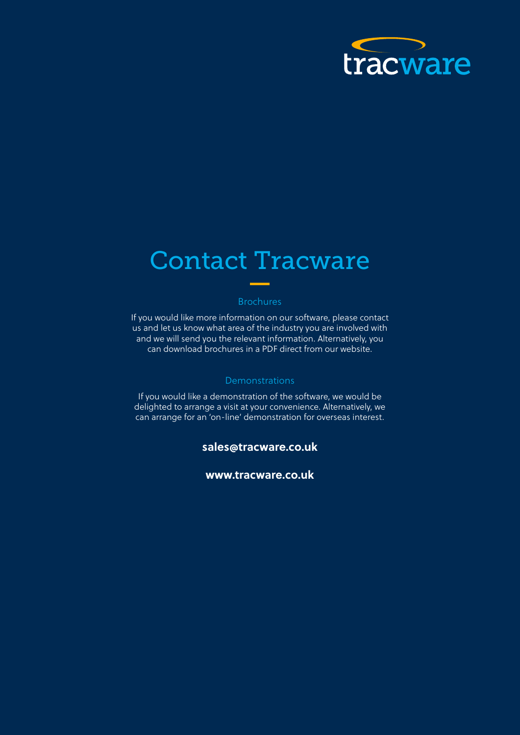tracware

# Contact Tracware

## Brochures

If you would like more information on our software, please contact us and let us know what area of the industry you are involved with and we will send you the relevant information. Alternatively, you can download brochures in a PDF direct from our website.

## Demonstrations

If you would like a demonstration of the software, we would be delighted to arrange a visit at your convenience. Alternatively, we can arrange for an 'on-line' demonstration for overseas interest.

**sales@tracware.co.uk**

**www.tracware.co.uk**